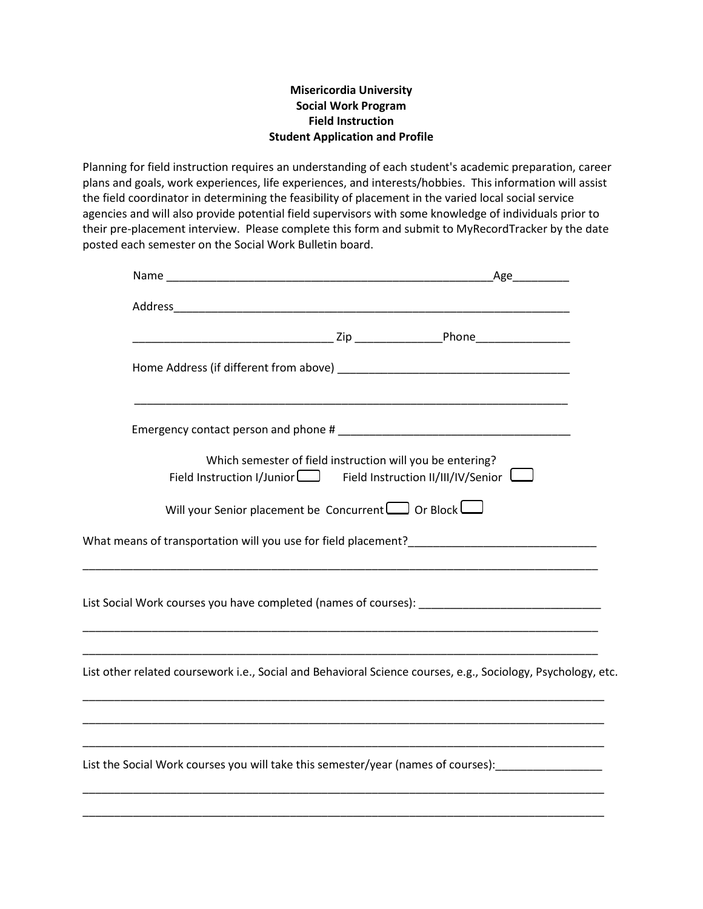**Misericordia University**
**Social Work Program**
**Field Instruction**
**Student Application and Profile**

Planning for field instruction requires an understanding of each student's academic preparation, career plans and goals, work experiences, life experiences, and interests/hobbies. This information will assist the field coordinator in determining the feasibility of placement in the varied local social service agencies and will also provide potential field supervisors with some knowledge of individuals prior to their pre-placement interview. Please complete this form and submit to MyRecordTracker by the date posted each semester on the Social Work Bulletin board.

Name ______________________________________________________Age_________

Address_________________________________________________________________

________________________________ Zip ______________Phone_______________

Home Address (if different from above) _____________________________________

________________________________________________________________________

Emergency contact person and phone # _____________________________________

Which semester of field instruction will you be entering?

Field Instruction I/Junior ☐ Field Instruction II/III/IV/Senior ☐

Will your Senior placement be Concurrent ☐ Or Block ☐

What means of transportation will you use for field placement?_____________________________

_____________________________________________________________________________________

List Social Work courses you have completed (names of courses): _____________________________

_____________________________________________________________________________________

_____________________________________________________________________________________

List other related coursework i.e., Social and Behavioral Science courses, e.g., Sociology, Psychology, etc.

_____________________________________________________________________________________

_____________________________________________________________________________________

_____________________________________________________________________________________

List the Social Work courses you will take this semester/year (names of courses):_________________

_____________________________________________________________________________________

_____________________________________________________________________________________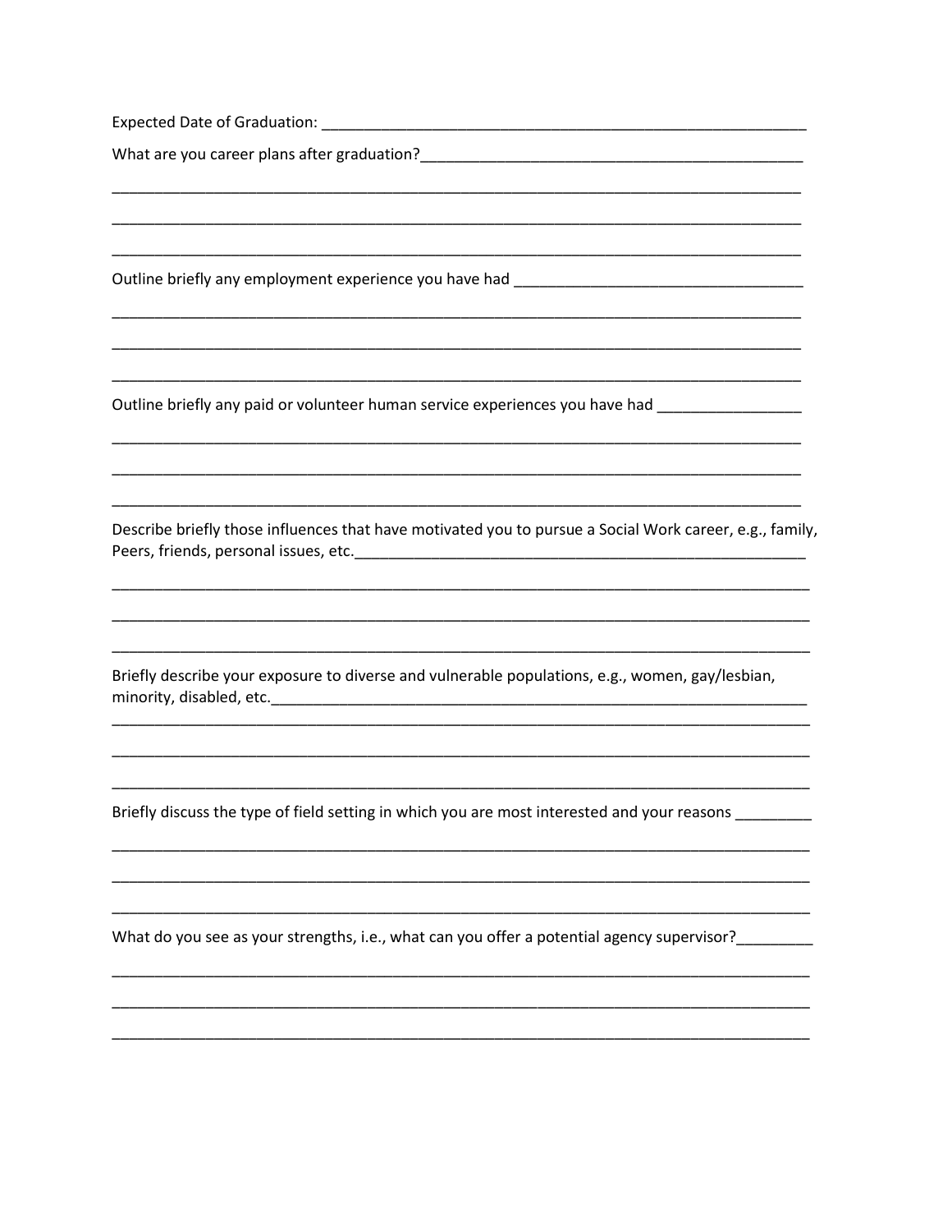Expected Date of Graduation: ______________________________________________________________

What are you career plans after graduation?_______________________________________________

________________________________________________________________________________________

________________________________________________________________________________________

________________________________________________________________________________________

Outline briefly any employment experience you have had ____________________________________

________________________________________________________________________________________

________________________________________________________________________________________

________________________________________________________________________________________

Outline briefly any paid or volunteer human service experiences you have had __________________

________________________________________________________________________________________

________________________________________________________________________________________

________________________________________________________________________________________

Describe briefly those influences that have motivated you to pursue a Social Work career, e.g., family, Peers, friends, personal issues, etc.__________________________________________________________

________________________________________________________________________________________

________________________________________________________________________________________

________________________________________________________________________________________

Briefly describe your exposure to diverse and vulnerable populations, e.g., women, gay/lesbian, minority, disabled, etc.___________________________________________________________________

________________________________________________________________________________________

________________________________________________________________________________________

________________________________________________________________________________________

Briefly discuss the type of field setting in which you are most interested and your reasons _________

________________________________________________________________________________________

________________________________________________________________________________________

________________________________________________________________________________________

What do you see as your strengths, i.e., what can you offer a potential agency supervisor?_________

________________________________________________________________________________________

________________________________________________________________________________________

________________________________________________________________________________________